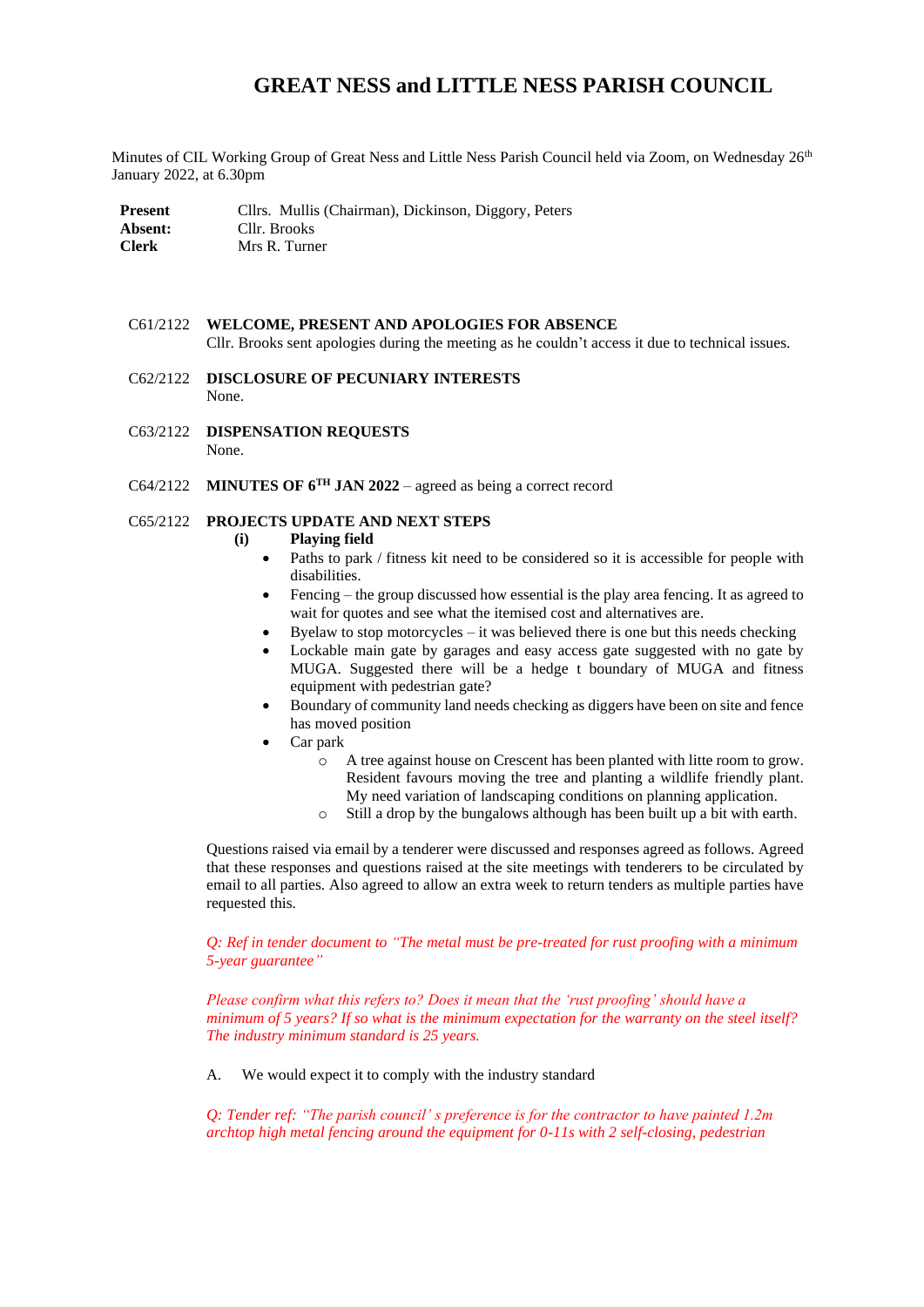# GREAT NESS and LITTLE NESS PARISH COUNCIL

Minutes of CIL Working Group of Great Ness and Little Ness Parish Council held via Zoom, on Wednesday 26th January 2022, at 6.30pm

| | |
|---|---|
| **Present** | Cllrs. Mullis (Chairman), Dickinson, Diggory, Peters |
| **Absent:** | Cllr. Brooks |
| **Clerk** | Mrs R. Turner |

C61/2122 **WELCOME, PRESENT AND APOLOGIES FOR ABSENCE**
Cllr. Brooks sent apologies during the meeting as he couldn't access it due to technical issues.

C62/2122 **DISCLOSURE OF PECUNIARY INTERESTS**
None.

C63/2122 **DISPENSATION REQUESTS**
None.

C64/2122 **MINUTES OF 6TH JAN 2022** – agreed as being a correct record

C65/2122 **PROJECTS UPDATE AND NEXT STEPS**

**(i) Playing field**

- Paths to park / fitness kit need to be considered so it is accessible for people with disabilities.
- Fencing – the group discussed how essential is the play area fencing. It as agreed to wait for quotes and see what the itemised cost and alternatives are.
- Byelaw to stop motorcycles – it was believed there is one but this needs checking
- Lockable main gate by garages and easy access gate suggested with no gate by MUGA. Suggested there will be a hedge t boundary of MUGA and fitness equipment with pedestrian gate?
- Boundary of community land needs checking as diggers have been on site and fence has moved position
- Car park
  - A tree against house on Crescent has been planted with litte room to grow. Resident favours moving the tree and planting a wildlife friendly plant. My need variation of landscaping conditions on planning application.
  - Still a drop by the bungalows although has been built up a bit with earth.

Questions raised via email by a tenderer were discussed and responses agreed as follows. Agreed that these responses and questions raised at the site meetings with tenderers to be circulated by email to all parties. Also agreed to allow an extra week to return tenders as multiple parties have requested this.

*Q: Ref in tender document to "The metal must be pre-treated for rust proofing with a minimum 5-year guarantee"*

*Please confirm what this refers to? Does it mean that the 'rust proofing' should have a minimum of 5 years? If so what is the minimum expectation for the warranty on the steel itself? The industry minimum standard is 25 years.*

A. We would expect it to comply with the industry standard

*Q: Tender ref: "The parish council' s preference is for the contractor to have painted 1.2m archtop high metal fencing around the equipment for 0-11s with 2 self-closing, pedestrian*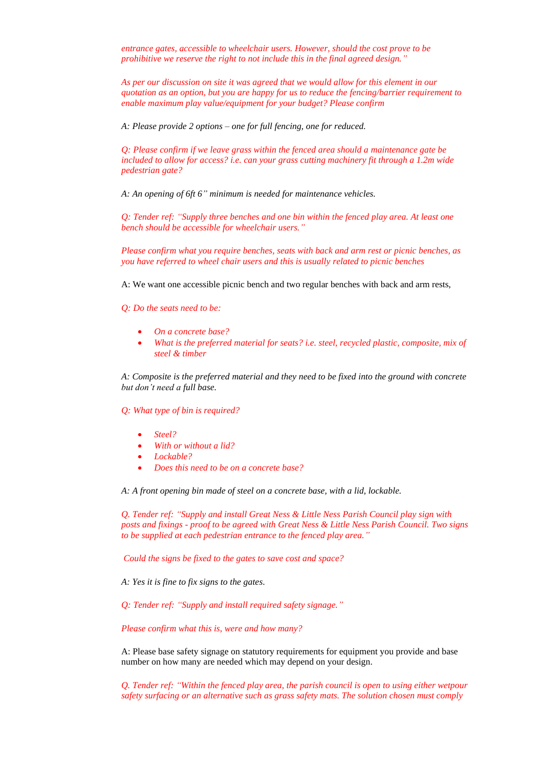*entrance gates, accessible to wheelchair users. However, should the cost prove to be prohibitive we reserve the right to not include this in the final agreed design."*

*As per our discussion on site it was agreed that we would allow for this element in our quotation as an option, but you are happy for us to reduce the fencing/barrier requirement to enable maximum play value/equipment for your budget? Please confirm*

*A: Please provide 2 options – one for full fencing, one for reduced.*

*Q: Please confirm if we leave grass within the fenced area should a maintenance gate be included to allow for access? i.e. can your grass cutting machinery fit through a 1.2m wide pedestrian gate?*

*A: An opening of 6ft 6" minimum is needed for maintenance vehicles.*

*Q: Tender ref: "Supply three benches and one bin within the fenced play area. At least one bench should be accessible for wheelchair users."*

*Please confirm what you require benches, seats with back and arm rest or picnic benches, as you have referred to wheel chair users and this is usually related to picnic benches*

A: We want one accessible picnic bench and two regular benches with back and arm rests,

*Q: Do the seats need to be:*

- *On a concrete base?*
- *What is the preferred material for seats? i.e. steel, recycled plastic, composite, mix of steel & timber*

*A: Composite is the preferred material and they need to be fixed into the ground with concrete but don't need a full base.*

*Q: What type of bin is required?*

- *Steel?*
- *With or without a lid?*
- *Lockable?*
- *Does this need to be on a concrete base?*

*A: A front opening bin made of steel on a concrete base, with a lid, lockable.*

*Q. Tender ref: "Supply and install Great Ness & Little Ness Parish Council play sign with posts and fixings - proof to be agreed with Great Ness & Little Ness Parish Council. Two signs to be supplied at each pedestrian entrance to the fenced play area."*

*Could the signs be fixed to the gates to save cost and space?*

*A: Yes it is fine to fix signs to the gates.*

*Q: Tender ref: "Supply and install required safety signage."*

*Please confirm what this is, were and how many?*

A: Please base safety signage on statutory requirements for equipment you provide and base number on how many are needed which may depend on your design.

*Q. Tender ref: "Within the fenced play area, the parish council is open to using either wetpour safety surfacing or an alternative such as grass safety mats. The solution chosen must comply*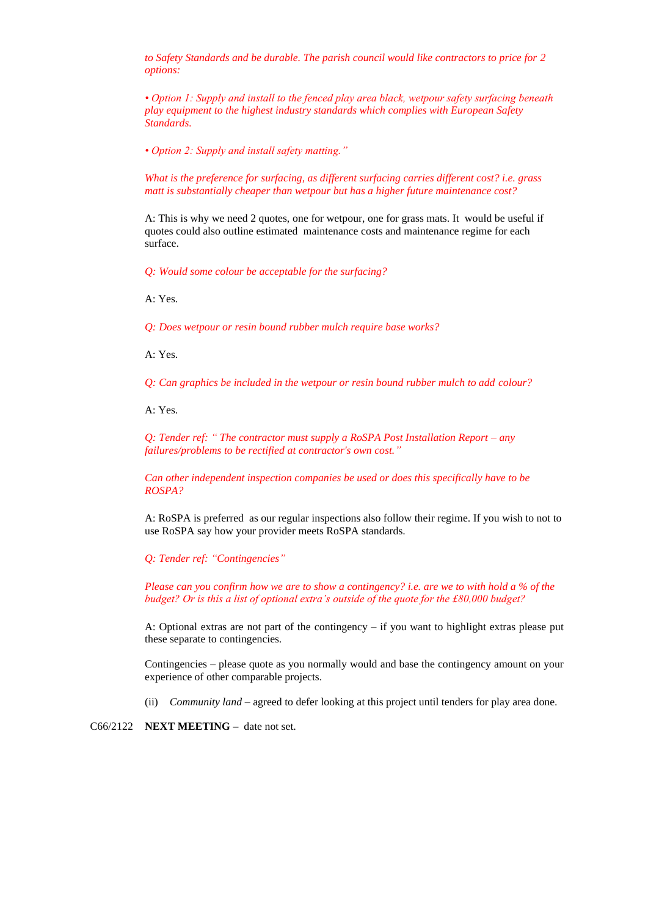*to Safety Standards and be durable. The parish council would like contractors to price for 2 options:*

*• Option 1: Supply and install to the fenced play area black, wetpour safety surfacing beneath play equipment to the highest industry standards which complies with European Safety Standards.*

*• Option 2: Supply and install safety matting."*

*What is the preference for surfacing, as different surfacing carries different cost? i.e. grass matt is substantially cheaper than wetpour but has a higher future maintenance cost?*

A: This is why we need 2 quotes, one for wetpour, one for grass mats. It would be useful if quotes could also outline estimated maintenance costs and maintenance regime for each surface.

*Q: Would some colour be acceptable for the surfacing?*

A: Yes.

*Q: Does wetpour or resin bound rubber mulch require base works?*

A: Yes.

*Q: Can graphics be included in the wetpour or resin bound rubber mulch to add colour?*

A: Yes.

*Q: Tender ref: " The contractor must supply a RoSPA Post Installation Report – any failures/problems to be rectified at contractor's own cost."*

*Can other independent inspection companies be used or does this specifically have to be ROSPA?*

A: RoSPA is preferred as our regular inspections also follow their regime. If you wish to not to use RoSPA say how your provider meets RoSPA standards.

*Q: Tender ref: "Contingencies"*

*Please can you confirm how we are to show a contingency? i.e. are we to with hold a % of the budget? Or is this a list of optional extra's outside of the quote for the £80,000 budget?*

A: Optional extras are not part of the contingency – if you want to highlight extras please put these separate to contingencies.

Contingencies – please quote as you normally would and base the contingency amount on your experience of other comparable projects.

(ii) *Community land* – agreed to defer looking at this project until tenders for play area done.

C66/2122 **NEXT MEETING –** date not set.